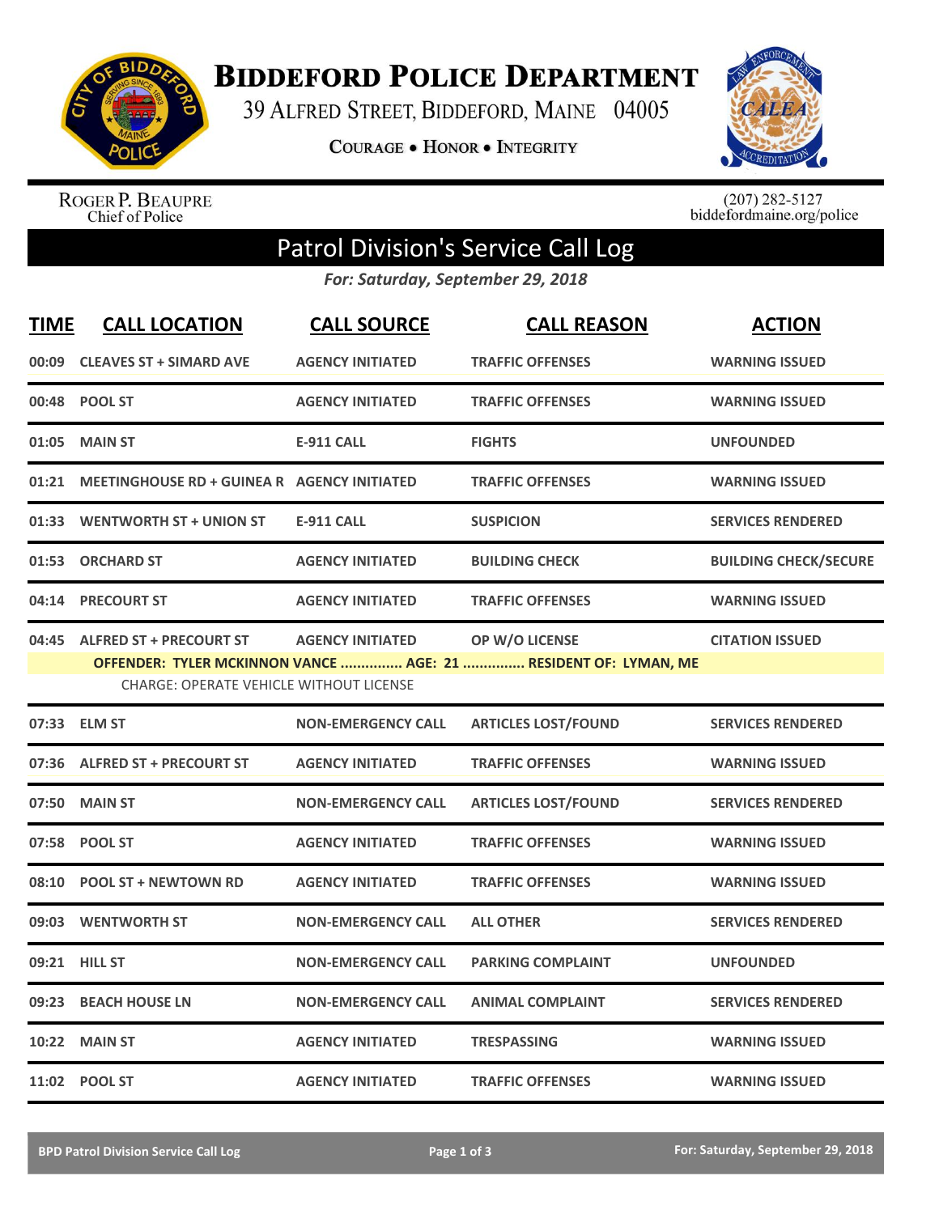# Biddeford Police Department

39 Alfred Street, Biddeford, Maine 04005

Courage • Honor • Integrity

Roger P. Beaupre
Chief of Police

(207) 282-5127
biddefordmaine.org/police

## Patrol Division's Service Call Log

*For: Saturday, September 29, 2018*

| TIME | CALL LOCATION | CALL SOURCE | CALL REASON | ACTION |
|---|---|---|---|---|
| 00:09 | CLEAVES ST + SIMARD AVE | AGENCY INITIATED | TRAFFIC OFFENSES | WARNING ISSUED |
| 00:48 | POOL ST | AGENCY INITIATED | TRAFFIC OFFENSES | WARNING ISSUED |
| 01:05 | MAIN ST | E-911 CALL | FIGHTS | UNFOUNDED |
| 01:21 | MEETINGHOUSE RD + GUINEA R | AGENCY INITIATED | TRAFFIC OFFENSES | WARNING ISSUED |
| 01:33 | WENTWORTH ST + UNION ST | E-911 CALL | SUSPICION | SERVICES RENDERED |
| 01:53 | ORCHARD ST | AGENCY INITIATED | BUILDING CHECK | BUILDING CHECK/SECURE |
| 04:14 | PRECOURT ST | AGENCY INITIATED | TRAFFIC OFFENSES | WARNING ISSUED |
| 04:45 | ALFRED ST + PRECOURT ST | AGENCY INITIATED | OP W/O LICENSE | CITATION ISSUED |
| | OFFENDER: TYLER MCKINNON VANCE ............... AGE: 21 ............... RESIDENT OF: LYMAN, ME<br>CHARGE: OPERATE VEHICLE WITHOUT LICENSE | | | |
| 07:33 | ELM ST | NON-EMERGENCY CALL | ARTICLES LOST/FOUND | SERVICES RENDERED |
| 07:36 | ALFRED ST + PRECOURT ST | AGENCY INITIATED | TRAFFIC OFFENSES | WARNING ISSUED |
| 07:50 | MAIN ST | NON-EMERGENCY CALL | ARTICLES LOST/FOUND | SERVICES RENDERED |
| 07:58 | POOL ST | AGENCY INITIATED | TRAFFIC OFFENSES | WARNING ISSUED |
| 08:10 | POOL ST + NEWTOWN RD | AGENCY INITIATED | TRAFFIC OFFENSES | WARNING ISSUED |
| 09:03 | WENTWORTH ST | NON-EMERGENCY CALL | ALL OTHER | SERVICES RENDERED |
| 09:21 | HILL ST | NON-EMERGENCY CALL | PARKING COMPLAINT | UNFOUNDED |
| 09:23 | BEACH HOUSE LN | NON-EMERGENCY CALL | ANIMAL COMPLAINT | SERVICES RENDERED |
| 10:22 | MAIN ST | AGENCY INITIATED | TRESPASSING | WARNING ISSUED |
| 11:02 | POOL ST | AGENCY INITIATED | TRAFFIC OFFENSES | WARNING ISSUED |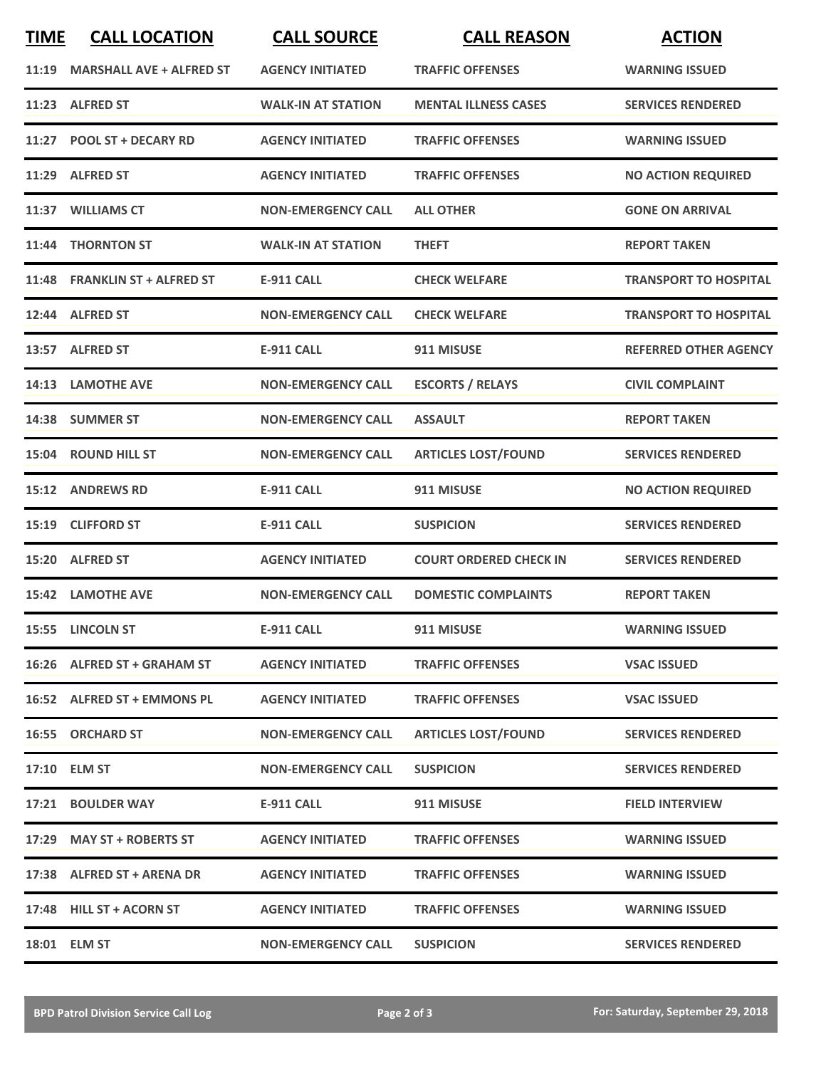| TIME | CALL LOCATION | CALL SOURCE | CALL REASON | ACTION |
|---|---|---|---|---|
| 11:19 | MARSHALL AVE + ALFRED ST | AGENCY INITIATED | TRAFFIC OFFENSES | WARNING ISSUED |
| 11:23 | ALFRED ST | WALK-IN AT STATION | MENTAL ILLNESS CASES | SERVICES RENDERED |
| 11:27 | POOL ST + DECARY RD | AGENCY INITIATED | TRAFFIC OFFENSES | WARNING ISSUED |
| 11:29 | ALFRED ST | AGENCY INITIATED | TRAFFIC OFFENSES | NO ACTION REQUIRED |
| 11:37 | WILLIAMS CT | NON-EMERGENCY CALL | ALL OTHER | GONE ON ARRIVAL |
| 11:44 | THORNTON ST | WALK-IN AT STATION | THEFT | REPORT TAKEN |
| 11:48 | FRANKLIN ST + ALFRED ST | E-911 CALL | CHECK WELFARE | TRANSPORT TO HOSPITAL |
| 12:44 | ALFRED ST | NON-EMERGENCY CALL | CHECK WELFARE | TRANSPORT TO HOSPITAL |
| 13:57 | ALFRED ST | E-911 CALL | 911 MISUSE | REFERRED OTHER AGENCY |
| 14:13 | LAMOTHE AVE | NON-EMERGENCY CALL | ESCORTS / RELAYS | CIVIL COMPLAINT |
| 14:38 | SUMMER ST | NON-EMERGENCY CALL | ASSAULT | REPORT TAKEN |
| 15:04 | ROUND HILL ST | NON-EMERGENCY CALL | ARTICLES LOST/FOUND | SERVICES RENDERED |
| 15:12 | ANDREWS RD | E-911 CALL | 911 MISUSE | NO ACTION REQUIRED |
| 15:19 | CLIFFORD ST | E-911 CALL | SUSPICION | SERVICES RENDERED |
| 15:20 | ALFRED ST | AGENCY INITIATED | COURT ORDERED CHECK IN | SERVICES RENDERED |
| 15:42 | LAMOTHE AVE | NON-EMERGENCY CALL | DOMESTIC COMPLAINTS | REPORT TAKEN |
| 15:55 | LINCOLN ST | E-911 CALL | 911 MISUSE | WARNING ISSUED |
| 16:26 | ALFRED ST + GRAHAM ST | AGENCY INITIATED | TRAFFIC OFFENSES | VSAC ISSUED |
| 16:52 | ALFRED ST + EMMONS PL | AGENCY INITIATED | TRAFFIC OFFENSES | VSAC ISSUED |
| 16:55 | ORCHARD ST | NON-EMERGENCY CALL | ARTICLES LOST/FOUND | SERVICES RENDERED |
| 17:10 | ELM ST | NON-EMERGENCY CALL | SUSPICION | SERVICES RENDERED |
| 17:21 | BOULDER WAY | E-911 CALL | 911 MISUSE | FIELD INTERVIEW |
| 17:29 | MAY ST + ROBERTS ST | AGENCY INITIATED | TRAFFIC OFFENSES | WARNING ISSUED |
| 17:38 | ALFRED ST + ARENA DR | AGENCY INITIATED | TRAFFIC OFFENSES | WARNING ISSUED |
| 17:48 | HILL ST + ACORN ST | AGENCY INITIATED | TRAFFIC OFFENSES | WARNING ISSUED |
| 18:01 | ELM ST | NON-EMERGENCY CALL | SUSPICION | SERVICES RENDERED |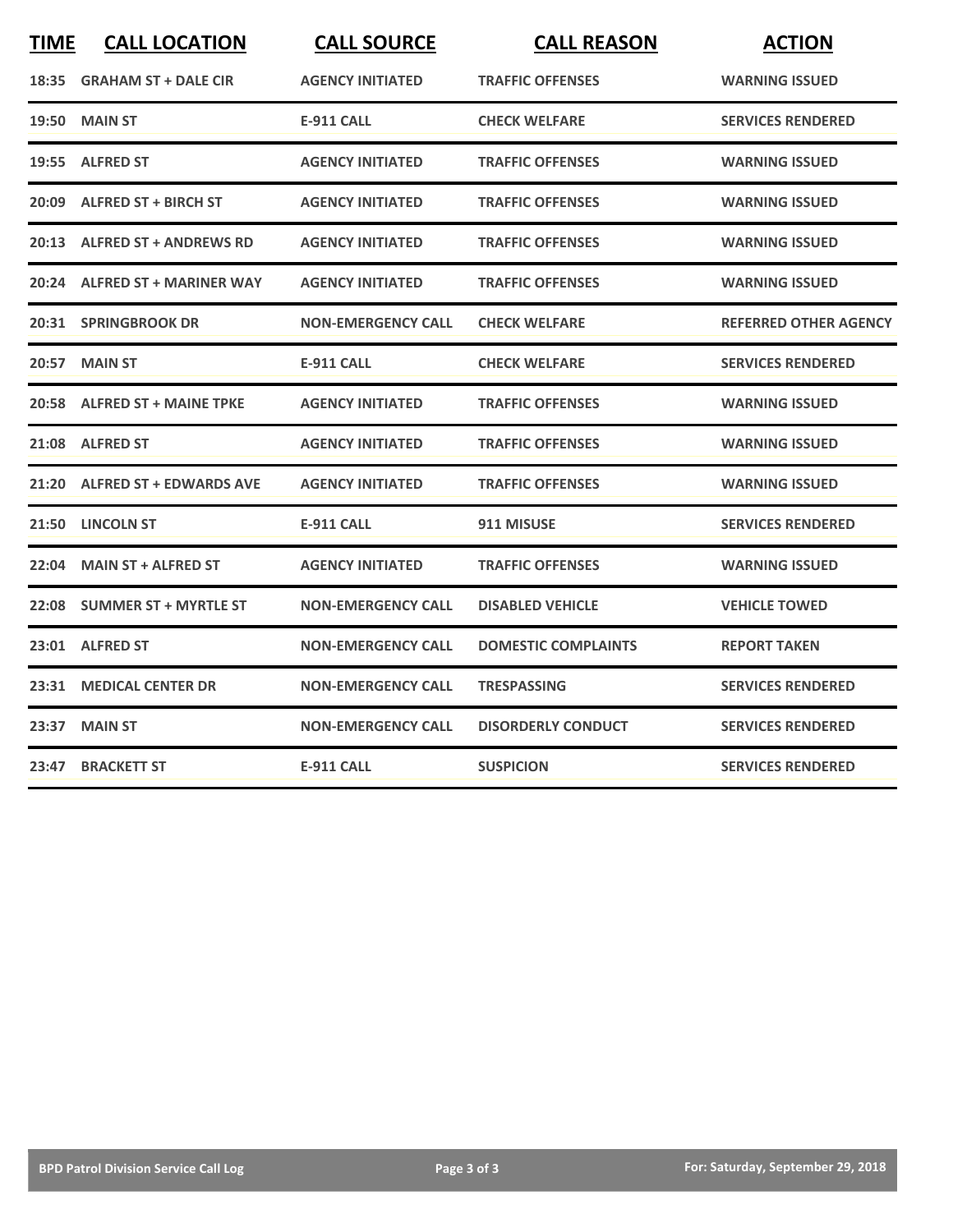| TIME | CALL LOCATION | CALL SOURCE | CALL REASON | ACTION |
|---|---|---|---|---|
| 18:35 | GRAHAM ST + DALE CIR | AGENCY INITIATED | TRAFFIC OFFENSES | WARNING ISSUED |
| 19:50 | MAIN ST | E-911 CALL | CHECK WELFARE | SERVICES RENDERED |
| 19:55 | ALFRED ST | AGENCY INITIATED | TRAFFIC OFFENSES | WARNING ISSUED |
| 20:09 | ALFRED ST + BIRCH ST | AGENCY INITIATED | TRAFFIC OFFENSES | WARNING ISSUED |
| 20:13 | ALFRED ST + ANDREWS RD | AGENCY INITIATED | TRAFFIC OFFENSES | WARNING ISSUED |
| 20:24 | ALFRED ST + MARINER WAY | AGENCY INITIATED | TRAFFIC OFFENSES | WARNING ISSUED |
| 20:31 | SPRINGBROOK DR | NON-EMERGENCY CALL | CHECK WELFARE | REFERRED OTHER AGENCY |
| 20:57 | MAIN ST | E-911 CALL | CHECK WELFARE | SERVICES RENDERED |
| 20:58 | ALFRED ST + MAINE TPKE | AGENCY INITIATED | TRAFFIC OFFENSES | WARNING ISSUED |
| 21:08 | ALFRED ST | AGENCY INITIATED | TRAFFIC OFFENSES | WARNING ISSUED |
| 21:20 | ALFRED ST + EDWARDS AVE | AGENCY INITIATED | TRAFFIC OFFENSES | WARNING ISSUED |
| 21:50 | LINCOLN ST | E-911 CALL | 911 MISUSE | SERVICES RENDERED |
| 22:04 | MAIN ST + ALFRED ST | AGENCY INITIATED | TRAFFIC OFFENSES | WARNING ISSUED |
| 22:08 | SUMMER ST + MYRTLE ST | NON-EMERGENCY CALL | DISABLED VEHICLE | VEHICLE TOWED |
| 23:01 | ALFRED ST | NON-EMERGENCY CALL | DOMESTIC COMPLAINTS | REPORT TAKEN |
| 23:31 | MEDICAL CENTER DR | NON-EMERGENCY CALL | TRESPASSING | SERVICES RENDERED |
| 23:37 | MAIN ST | NON-EMERGENCY CALL | DISORDERLY CONDUCT | SERVICES RENDERED |
| 23:47 | BRACKETT ST | E-911 CALL | SUSPICION | SERVICES RENDERED |